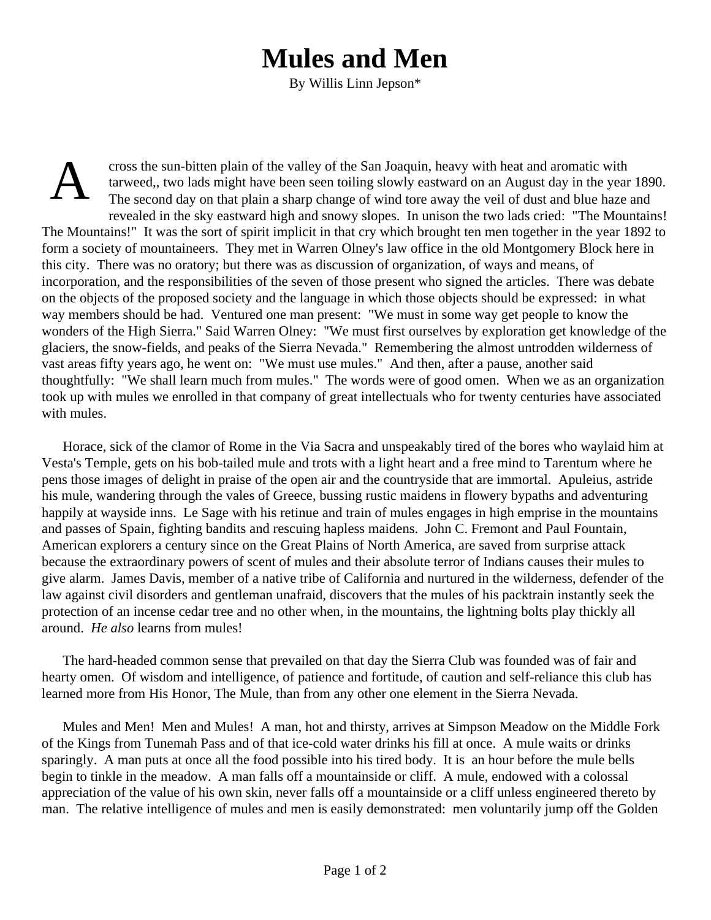# Mules and Men

By Willis Linn Jepson*

Across the sun-bitten plain of the valley of the San Joaquin, heavy with heat and aromatic with tarweed,, two lads might have been seen toiling slowly eastward on an August day in the year 1890. The second day on that plain a sharp change of wind tore away the veil of dust and blue haze and revealed in the sky eastward high and snowy slopes. In unison the two lads cried: "The Mountains! The Mountains!" It was the sort of spirit implicit in that cry which brought ten men together in the year 1892 to form a society of mountaineers. They met in Warren Olney's law office in the old Montgomery Block here in this city. There was no oratory; but there was as discussion of organization, of ways and means, of incorporation, and the responsibilities of the seven of those present who signed the articles. There was debate on the objects of the proposed society and the language in which those objects should be expressed: in what way members should be had. Ventured one man present: "We must in some way get people to know the wonders of the High Sierra." Said Warren Olney: "We must first ourselves by exploration get knowledge of the glaciers, the snow-fields, and peaks of the Sierra Nevada." Remembering the almost untrodden wilderness of vast areas fifty years ago, he went on: "We must use mules." And then, after a pause, another said thoughtfully: "We shall learn much from mules." The words were of good omen. When we as an organization took up with mules we enrolled in that company of great intellectuals who for twenty centuries have associated with mules.

Horace, sick of the clamor of Rome in the Via Sacra and unspeakably tired of the bores who waylaid him at Vesta's Temple, gets on his bob-tailed mule and trots with a light heart and a free mind to Tarentum where he pens those images of delight in praise of the open air and the countryside that are immortal. Apuleius, astride his mule, wandering through the vales of Greece, bussing rustic maidens in flowery bypaths and adventuring happily at wayside inns. Le Sage with his retinue and train of mules engages in high emprise in the mountains and passes of Spain, fighting bandits and rescuing hapless maidens. John C. Fremont and Paul Fountain, American explorers a century since on the Great Plains of North America, are saved from surprise attack because the extraordinary powers of scent of mules and their absolute terror of Indians causes their mules to give alarm. James Davis, member of a native tribe of California and nurtured in the wilderness, defender of the law against civil disorders and gentleman unafraid, discovers that the mules of his packtrain instantly seek the protection of an incense cedar tree and no other when, in the mountains, the lightning bolts play thickly all around. *He also* learns from mules!

The hard-headed common sense that prevailed on that day the Sierra Club was founded was of fair and hearty omen. Of wisdom and intelligence, of patience and fortitude, of caution and self-reliance this club has learned more from His Honor, The Mule, than from any other one element in the Sierra Nevada.

Mules and Men! Men and Mules! A man, hot and thirsty, arrives at Simpson Meadow on the Middle Fork of the Kings from Tunemah Pass and of that ice-cold water drinks his fill at once. A mule waits or drinks sparingly. A man puts at once all the food possible into his tired body. It is an hour before the mule bells begin to tinkle in the meadow. A man falls off a mountainside or cliff. A mule, endowed with a colossal appreciation of the value of his own skin, never falls off a mountainside or a cliff unless engineered thereto by man. The relative intelligence of mules and men is easily demonstrated: men voluntarily jump off the Golden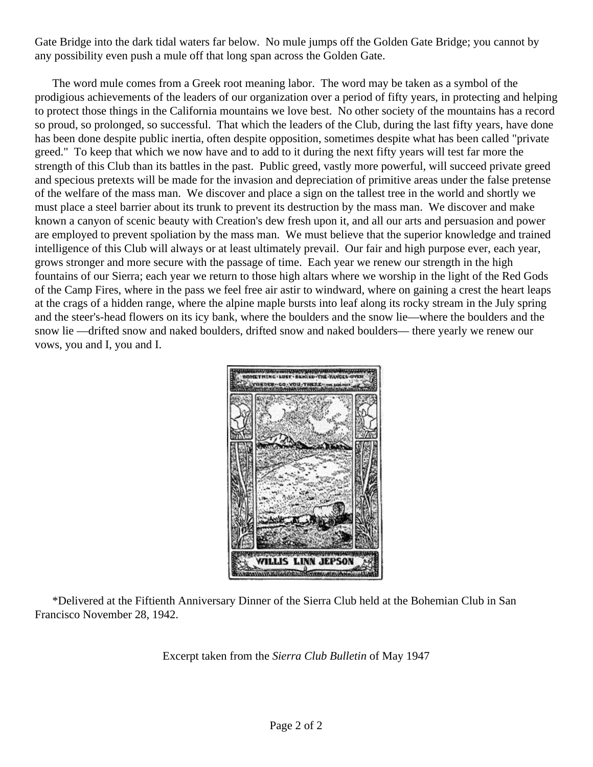Gate Bridge into the dark tidal waters far below. No mule jumps off the Golden Gate Bridge; you cannot by any possibility even push a mule off that long span across the Golden Gate.

The word mule comes from a Greek root meaning labor. The word may be taken as a symbol of the prodigious achievements of the leaders of our organization over a period of fifty years, in protecting and helping to protect those things in the California mountains we love best. No other society of the mountains has a record so proud, so prolonged, so successful. That which the leaders of the Club, during the last fifty years, have done has been done despite public inertia, often despite opposition, sometimes despite what has been called "private greed." To keep that which we now have and to add to it during the next fifty years will test far more the strength of this Club than its battles in the past. Public greed, vastly more powerful, will succeed private greed and specious pretexts will be made for the invasion and depreciation of primitive areas under the false pretense of the welfare of the mass man. We discover and place a sign on the tallest tree in the world and shortly we must place a steel barrier about its trunk to prevent its destruction by the mass man. We discover and make known a canyon of scenic beauty with Creation's dew fresh upon it, and all our arts and persuasion and power are employed to prevent spoliation by the mass man. We must believe that the superior knowledge and trained intelligence of this Club will always or at least ultimately prevail. Our fair and high purpose ever, each year, grows stronger and more secure with the passage of time. Each year we renew our strength in the high fountains of our Sierra; each year we return to those high altars where we worship in the light of the Red Gods of the Camp Fires, where in the pass we feel free air astir to windward, where on gaining a crest the heart leaps at the crags of a hidden range, where the alpine maple bursts into leaf along its rocky stream in the July spring and the steer's-head flowers on its icy bank, where the boulders and the snow lie—where the boulders and the snow lie —drifted snow and naked boulders, drifted snow and naked boulders— there yearly we renew our vows, you and I, you and I.

SOMETHING · LOST · BEHIND · THE · RANGES · OVER YONDER · GO · YOU · THERE

WILLIS LINN JEPSON

\*Delivered at the Fiftienth Anniversary Dinner of the Sierra Club held at the Bohemian Club in San Francisco November 28, 1942.

Excerpt taken from the *Sierra Club Bulletin* of May 1947